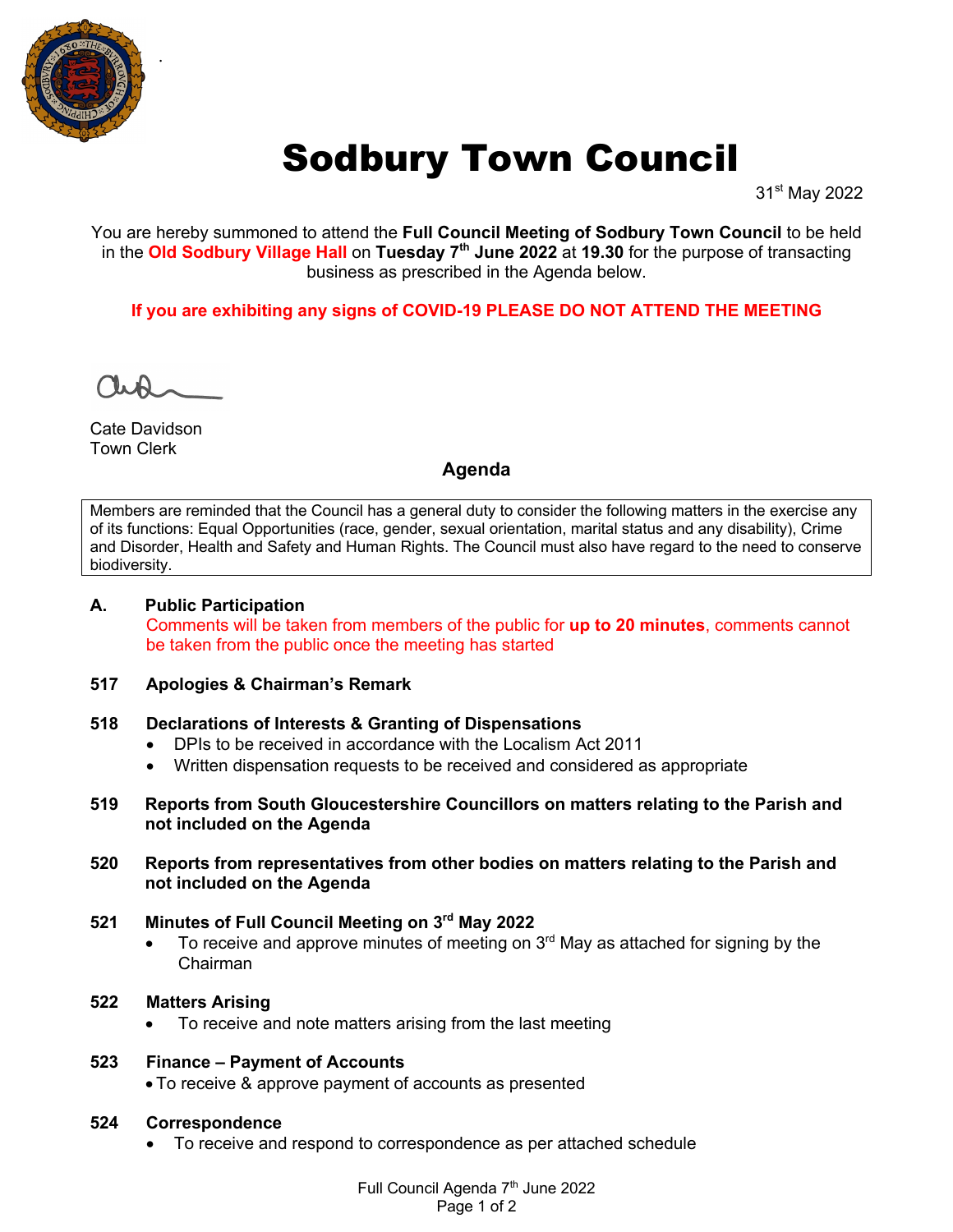# Sodbury Town Council

31st May 2022

You are hereby summoned to attend the **Full Council Meeting of Sodbury Town Council** to be held in the **Old Sodbury Village Hall** on **Tuesday 7th June 2022** at **19.30** for the purpose of transacting business as prescribed in the Agenda below.

**If you are exhibiting any signs of COVID-19 PLEASE DO NOT ATTEND THE MEETING**

Cate Davidson
Town Clerk

## Agenda

Members are reminded that the Council has a general duty to consider the following matters in the exercise any of its functions: Equal Opportunities (race, gender, sexual orientation, marital status and any disability), Crime and Disorder, Health and Safety and Human Rights. The Council must also have regard to the need to conserve biodiversity.

**A. Public Participation**

Comments will be taken from members of the public for **up to 20 minutes**, comments cannot be taken from the public once the meeting has started

**517 Apologies & Chairman's Remark**

**518 Declarations of Interests & Granting of Dispensations**

- DPIs to be received in accordance with the Localism Act 2011
- Written dispensation requests to be received and considered as appropriate

**519 Reports from South Gloucestershire Councillors on matters relating to the Parish and not included on the Agenda**

**520 Reports from representatives from other bodies on matters relating to the Parish and not included on the Agenda**

**521 Minutes of Full Council Meeting on 3rd May 2022**

- To receive and approve minutes of meeting on 3rd May as attached for signing by the Chairman

**522 Matters Arising**

- To receive and note matters arising from the last meeting

**523 Finance – Payment of Accounts**

- To receive & approve payment of accounts as presented

**524 Correspondence**

- To receive and respond to correspondence as per attached schedule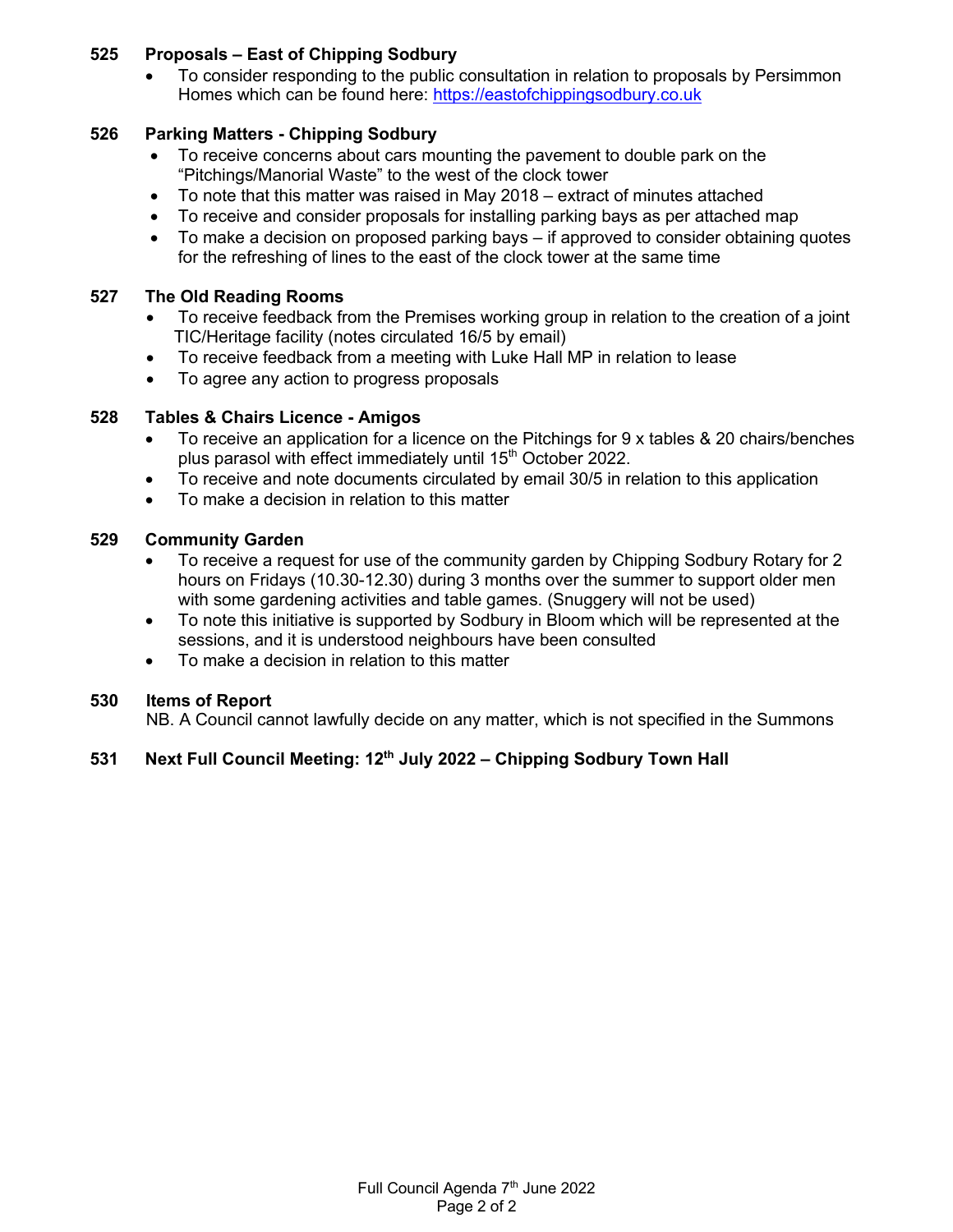### 525 Proposals – East of Chipping Sodbury

- To consider responding to the public consultation in relation to proposals by Persimmon Homes which can be found here: https://eastofchippingsodbury.co.uk

### 526 Parking Matters - Chipping Sodbury

- To receive concerns about cars mounting the pavement to double park on the "Pitchings/Manorial Waste" to the west of the clock tower
- To note that this matter was raised in May 2018 – extract of minutes attached
- To receive and consider proposals for installing parking bays as per attached map
- To make a decision on proposed parking bays – if approved to consider obtaining quotes for the refreshing of lines to the east of the clock tower at the same time

### 527 The Old Reading Rooms

- To receive feedback from the Premises working group in relation to the creation of a joint TIC/Heritage facility (notes circulated 16/5 by email)
- To receive feedback from a meeting with Luke Hall MP in relation to lease
- To agree any action to progress proposals

### 528 Tables & Chairs Licence - Amigos

- To receive an application for a licence on the Pitchings for 9 x tables & 20 chairs/benches plus parasol with effect immediately until 15th October 2022.
- To receive and note documents circulated by email 30/5 in relation to this application
- To make a decision in relation to this matter

### 529 Community Garden

- To receive a request for use of the community garden by Chipping Sodbury Rotary for 2 hours on Fridays (10.30-12.30) during 3 months over the summer to support older men with some gardening activities and table games. (Snuggery will not be used)
- To note this initiative is supported by Sodbury in Bloom which will be represented at the sessions, and it is understood neighbours have been consulted
- To make a decision in relation to this matter

### 530 Items of Report

NB. A Council cannot lawfully decide on any matter, which is not specified in the Summons

### 531 Next Full Council Meeting: 12th July 2022 – Chipping Sodbury Town Hall